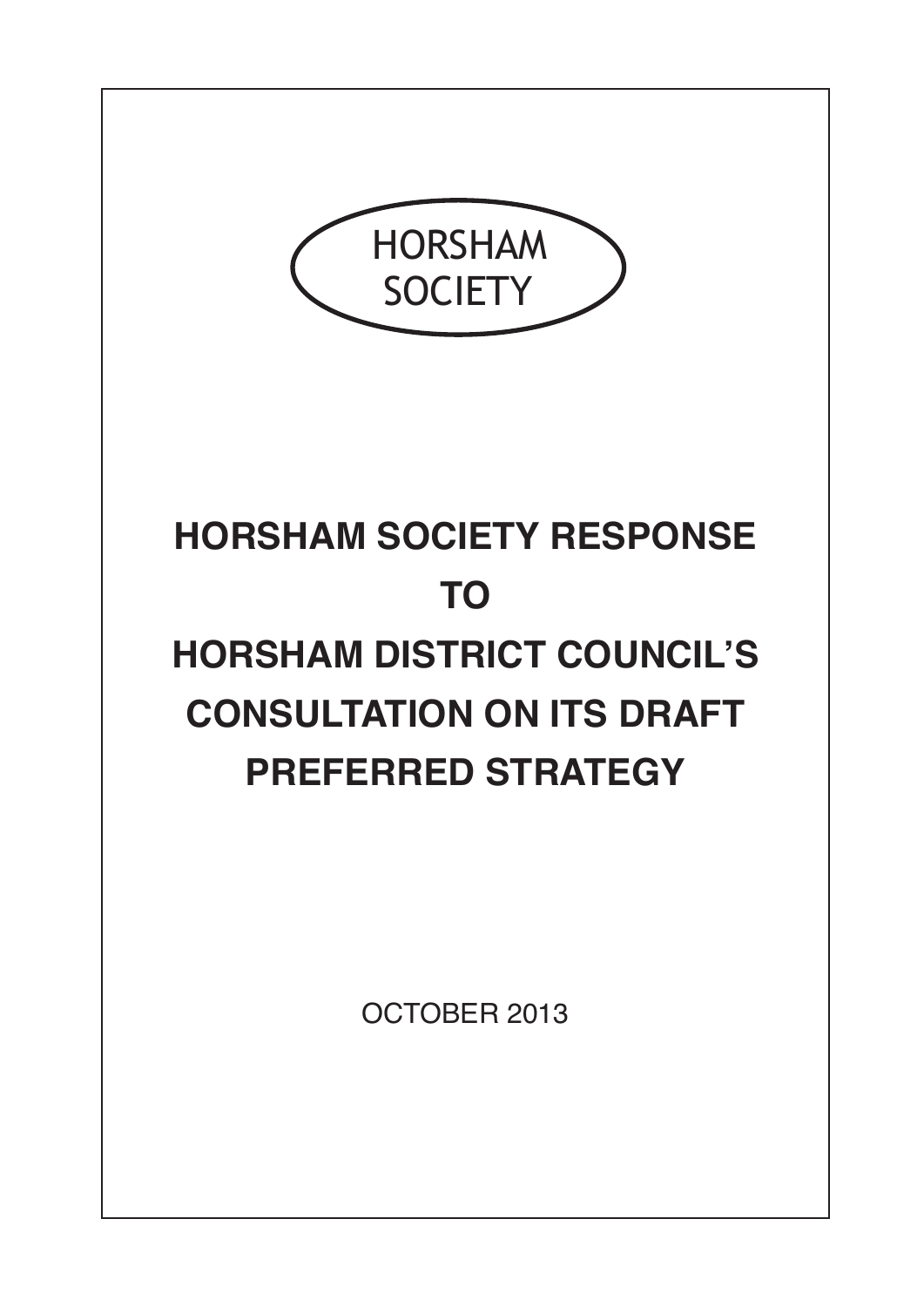HORSHAM SOCIETY

# HORSHAM SOCIETY RESPONSE TO HORSHAM DISTRICT COUNCIL'S CONSULTATION ON ITS DRAFT PREFERRED STRATEGY

OCTOBER 2013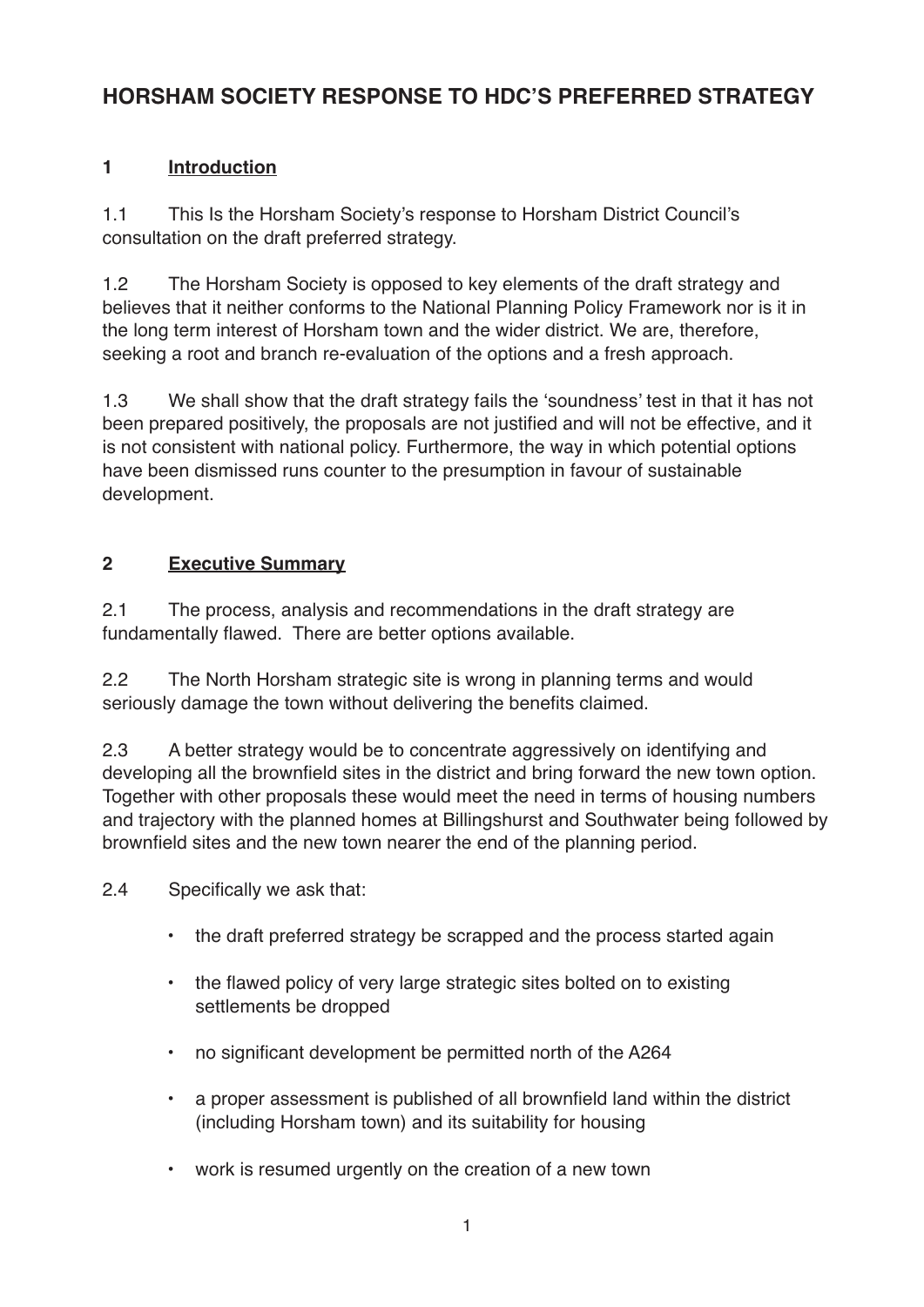# HORSHAM SOCIETY RESPONSE TO HDC'S PREFERRED STRATEGY

## 1 Introduction

1.1 This Is the Horsham Society's response to Horsham District Council's consultation on the draft preferred strategy.

1.2 The Horsham Society is opposed to key elements of the draft strategy and believes that it neither conforms to the National Planning Policy Framework nor is it in the long term interest of Horsham town and the wider district. We are, therefore, seeking a root and branch re-evaluation of the options and a fresh approach.

1.3 We shall show that the draft strategy fails the 'soundness' test in that it has not been prepared positively, the proposals are not justified and will not be effective, and it is not consistent with national policy. Furthermore, the way in which potential options have been dismissed runs counter to the presumption in favour of sustainable development.

## 2 Executive Summary

2.1 The process, analysis and recommendations in the draft strategy are fundamentally flawed. There are better options available.

2.2 The North Horsham strategic site is wrong in planning terms and would seriously damage the town without delivering the benefits claimed.

2.3 A better strategy would be to concentrate aggressively on identifying and developing all the brownfield sites in the district and bring forward the new town option. Together with other proposals these would meet the need in terms of housing numbers and trajectory with the planned homes at Billingshurst and Southwater being followed by brownfield sites and the new town nearer the end of the planning period.

2.4 Specifically we ask that:

- the draft preferred strategy be scrapped and the process started again
- the flawed policy of very large strategic sites bolted on to existing settlements be dropped
- no significant development be permitted north of the A264
- a proper assessment is published of all brownfield land within the district (including Horsham town) and its suitability for housing
- work is resumed urgently on the creation of a new town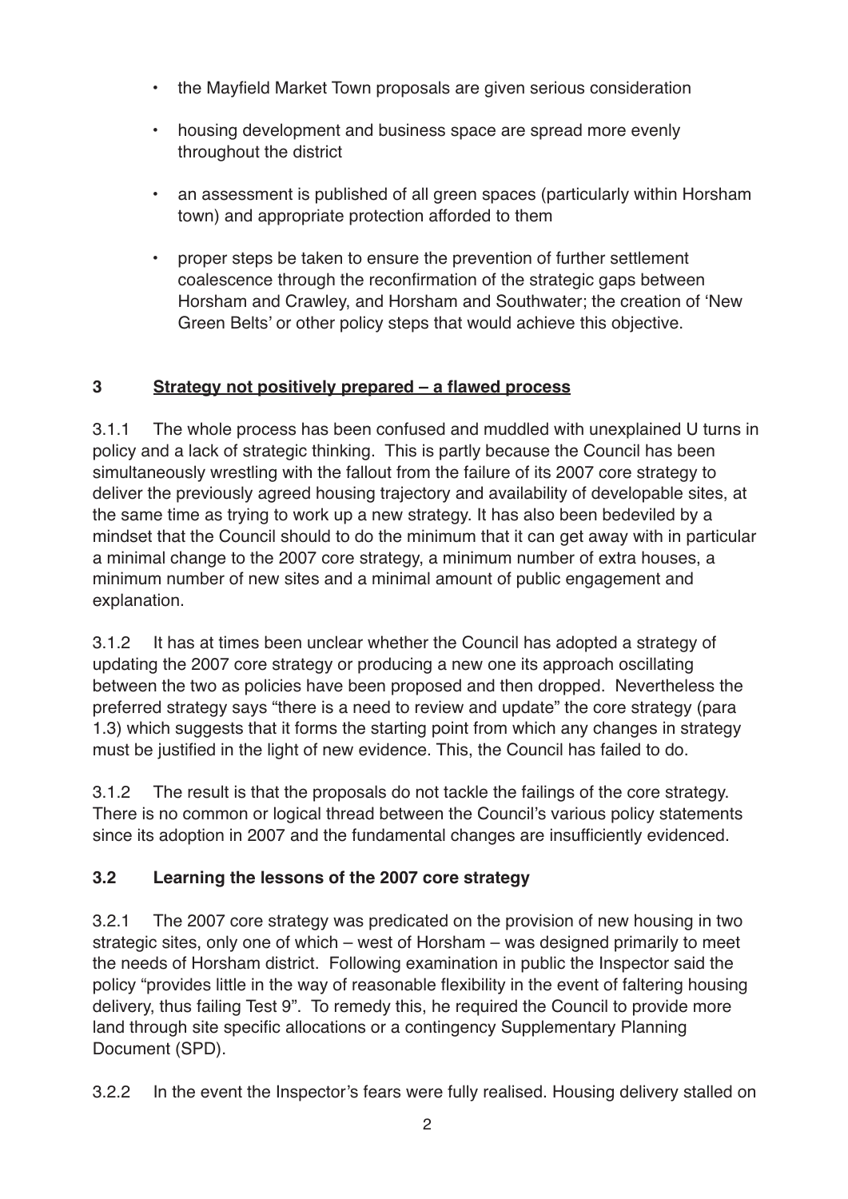- the Mayfield Market Town proposals are given serious consideration
- housing development and business space are spread more evenly throughout the district
- an assessment is published of all green spaces (particularly within Horsham town) and appropriate protection afforded to them
- proper steps be taken to ensure the prevention of further settlement coalescence through the reconfirmation of the strategic gaps between Horsham and Crawley, and Horsham and Southwater; the creation of 'New Green Belts' or other policy steps that would achieve this objective.

## 3 Strategy not positively prepared – a flawed process

3.1.1 The whole process has been confused and muddled with unexplained U turns in policy and a lack of strategic thinking. This is partly because the Council has been simultaneously wrestling with the fallout from the failure of its 2007 core strategy to deliver the previously agreed housing trajectory and availability of developable sites, at the same time as trying to work up a new strategy. It has also been bedeviled by a mindset that the Council should to do the minimum that it can get away with in particular a minimal change to the 2007 core strategy, a minimum number of extra houses, a minimum number of new sites and a minimal amount of public engagement and explanation.

3.1.2 It has at times been unclear whether the Council has adopted a strategy of updating the 2007 core strategy or producing a new one its approach oscillating between the two as policies have been proposed and then dropped. Nevertheless the preferred strategy says "there is a need to review and update" the core strategy (para 1.3) which suggests that it forms the starting point from which any changes in strategy must be justified in the light of new evidence. This, the Council has failed to do.

3.1.2 The result is that the proposals do not tackle the failings of the core strategy. There is no common or logical thread between the Council's various policy statements since its adoption in 2007 and the fundamental changes are insufficiently evidenced.

### 3.2 Learning the lessons of the 2007 core strategy

3.2.1 The 2007 core strategy was predicated on the provision of new housing in two strategic sites, only one of which – west of Horsham – was designed primarily to meet the needs of Horsham district. Following examination in public the Inspector said the policy "provides little in the way of reasonable flexibility in the event of faltering housing delivery, thus failing Test 9". To remedy this, he required the Council to provide more land through site specific allocations or a contingency Supplementary Planning Document (SPD).

3.2.2 In the event the Inspector's fears were fully realised. Housing delivery stalled on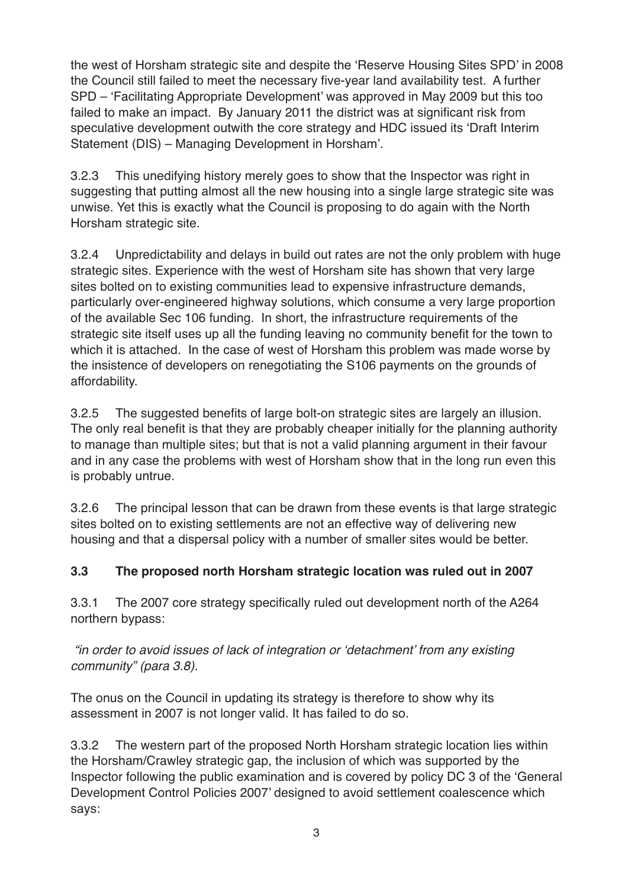the west of Horsham strategic site and despite the 'Reserve Housing Sites SPD' in 2008 the Council still failed to meet the necessary five-year land availability test. A further SPD – 'Facilitating Appropriate Development' was approved in May 2009 but this too failed to make an impact. By January 2011 the district was at significant risk from speculative development outwith the core strategy and HDC issued its 'Draft Interim Statement (DIS) – Managing Development in Horsham'.

3.2.3 This unedifying history merely goes to show that the Inspector was right in suggesting that putting almost all the new housing into a single large strategic site was unwise. Yet this is exactly what the Council is proposing to do again with the North Horsham strategic site.

3.2.4 Unpredictability and delays in build out rates are not the only problem with huge strategic sites. Experience with the west of Horsham site has shown that very large sites bolted on to existing communities lead to expensive infrastructure demands, particularly over-engineered highway solutions, which consume a very large proportion of the available Sec 106 funding. In short, the infrastructure requirements of the strategic site itself uses up all the funding leaving no community benefit for the town to which it is attached. In the case of west of Horsham this problem was made worse by the insistence of developers on renegotiating the S106 payments on the grounds of affordability.

3.2.5 The suggested benefits of large bolt-on strategic sites are largely an illusion. The only real benefit is that they are probably cheaper initially for the planning authority to manage than multiple sites; but that is not a valid planning argument in their favour and in any case the problems with west of Horsham show that in the long run even this is probably untrue.

3.2.6 The principal lesson that can be drawn from these events is that large strategic sites bolted on to existing settlements are not an effective way of delivering new housing and that a dispersal policy with a number of smaller sites would be better.

### 3.3 The proposed north Horsham strategic location was ruled out in 2007

3.3.1 The 2007 core strategy specifically ruled out development north of the A264 northern bypass:

*"in order to avoid issues of lack of integration or 'detachment' from any existing community" (para 3.8).*

The onus on the Council in updating its strategy is therefore to show why its assessment in 2007 is not longer valid. It has failed to do so.

3.3.2 The western part of the proposed North Horsham strategic location lies within the Horsham/Crawley strategic gap, the inclusion of which was supported by the Inspector following the public examination and is covered by policy DC 3 of the 'General Development Control Policies 2007' designed to avoid settlement coalescence which says: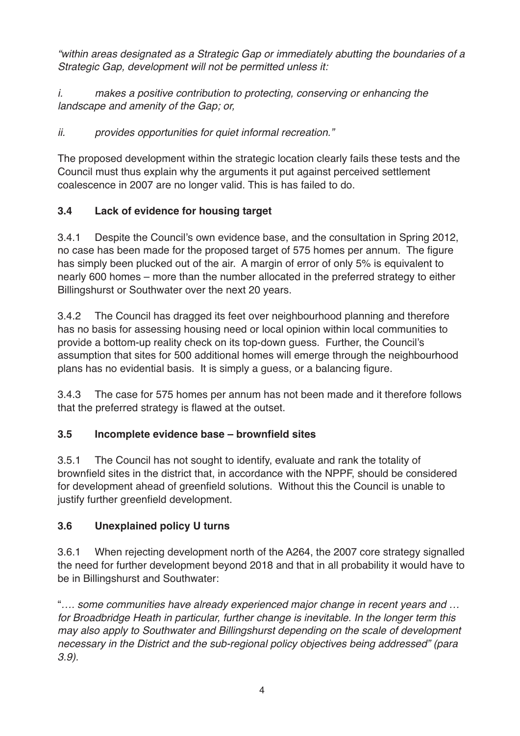*"within areas designated as a Strategic Gap or immediately abutting the boundaries of a Strategic Gap, development will not be permitted unless it:*

*i. makes a positive contribution to protecting, conserving or enhancing the landscape and amenity of the Gap; or,*

*ii. provides opportunities for quiet informal recreation."*

The proposed development within the strategic location clearly fails these tests and the Council must thus explain why the arguments it put against perceived settlement coalescence in 2007 are no longer valid. This is has failed to do.

### 3.4 Lack of evidence for housing target

3.4.1 Despite the Council's own evidence base, and the consultation in Spring 2012, no case has been made for the proposed target of 575 homes per annum. The figure has simply been plucked out of the air. A margin of error of only 5% is equivalent to nearly 600 homes – more than the number allocated in the preferred strategy to either Billingshurst or Southwater over the next 20 years.

3.4.2 The Council has dragged its feet over neighbourhood planning and therefore has no basis for assessing housing need or local opinion within local communities to provide a bottom-up reality check on its top-down guess. Further, the Council's assumption that sites for 500 additional homes will emerge through the neighbourhood plans has no evidential basis. It is simply a guess, or a balancing figure.

3.4.3 The case for 575 homes per annum has not been made and it therefore follows that the preferred strategy is flawed at the outset.

### 3.5 Incomplete evidence base – brownfield sites

3.5.1 The Council has not sought to identify, evaluate and rank the totality of brownfield sites in the district that, in accordance with the NPPF, should be considered for development ahead of greenfield solutions. Without this the Council is unable to justify further greenfield development.

### 3.6 Unexplained policy U turns

3.6.1 When rejecting development north of the A264, the 2007 core strategy signalled the need for further development beyond 2018 and that in all probability it would have to be in Billingshurst and Southwater:

"*…. some communities have already experienced major change in recent years and … for Broadbridge Heath in particular, further change is inevitable. In the longer term this may also apply to Southwater and Billingshurst depending on the scale of development necessary in the District and the sub-regional policy objectives being addressed" (para 3.9).*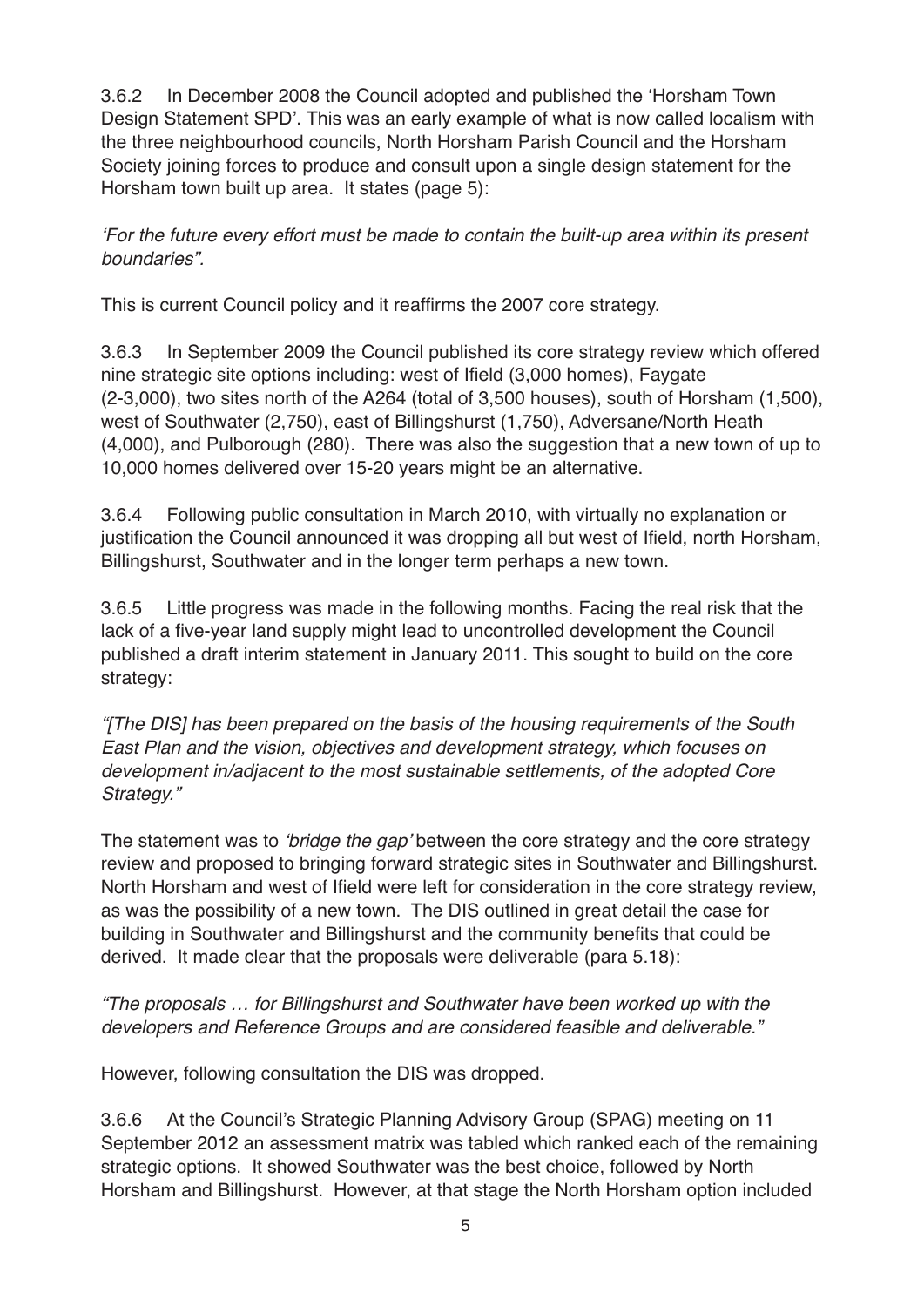3.6.2 In December 2008 the Council adopted and published the 'Horsham Town Design Statement SPD'. This was an early example of what is now called localism with the three neighbourhood councils, North Horsham Parish Council and the Horsham Society joining forces to produce and consult upon a single design statement for the Horsham town built up area. It states (page 5):

*'For the future every effort must be made to contain the built-up area within its present boundaries".*

This is current Council policy and it reaffirms the 2007 core strategy.

3.6.3 In September 2009 the Council published its core strategy review which offered nine strategic site options including: west of Ifield (3,000 homes), Faygate (2-3,000), two sites north of the A264 (total of 3,500 houses), south of Horsham (1,500), west of Southwater (2,750), east of Billingshurst (1,750), Adversane/North Heath (4,000), and Pulborough (280). There was also the suggestion that a new town of up to 10,000 homes delivered over 15-20 years might be an alternative.

3.6.4 Following public consultation in March 2010, with virtually no explanation or justification the Council announced it was dropping all but west of Ifield, north Horsham, Billingshurst, Southwater and in the longer term perhaps a new town.

3.6.5 Little progress was made in the following months. Facing the real risk that the lack of a five-year land supply might lead to uncontrolled development the Council published a draft interim statement in January 2011. This sought to build on the core strategy:

*"[The DIS] has been prepared on the basis of the housing requirements of the South East Plan and the vision, objectives and development strategy, which focuses on development in/adjacent to the most sustainable settlements, of the adopted Core Strategy."*

The statement was to *'bridge the gap'* between the core strategy and the core strategy review and proposed to bringing forward strategic sites in Southwater and Billingshurst. North Horsham and west of Ifield were left for consideration in the core strategy review, as was the possibility of a new town. The DIS outlined in great detail the case for building in Southwater and Billingshurst and the community benefits that could be derived. It made clear that the proposals were deliverable (para 5.18):

*"The proposals … for Billingshurst and Southwater have been worked up with the developers and Reference Groups and are considered feasible and deliverable."*

However, following consultation the DIS was dropped.

3.6.6 At the Council's Strategic Planning Advisory Group (SPAG) meeting on 11 September 2012 an assessment matrix was tabled which ranked each of the remaining strategic options. It showed Southwater was the best choice, followed by North Horsham and Billingshurst. However, at that stage the North Horsham option included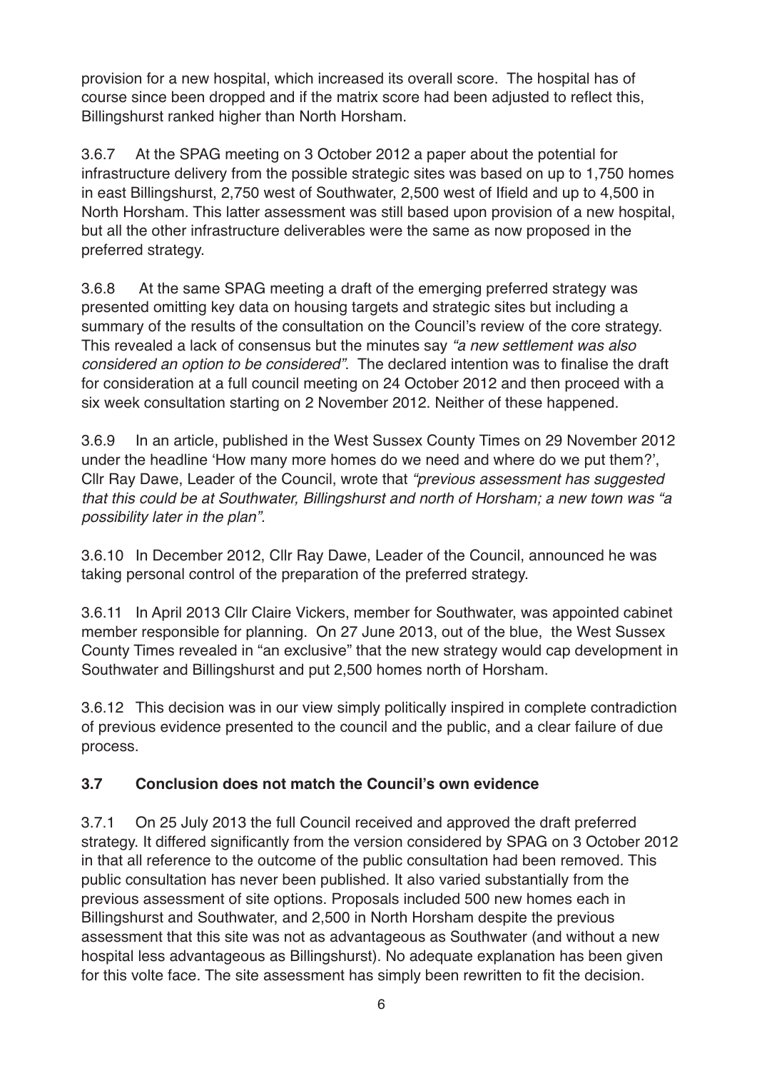provision for a new hospital, which increased its overall score. The hospital has of course since been dropped and if the matrix score had been adjusted to reflect this, Billingshurst ranked higher than North Horsham.

3.6.7 At the SPAG meeting on 3 October 2012 a paper about the potential for infrastructure delivery from the possible strategic sites was based on up to 1,750 homes in east Billingshurst, 2,750 west of Southwater, 2,500 west of Ifield and up to 4,500 in North Horsham. This latter assessment was still based upon provision of a new hospital, but all the other infrastructure deliverables were the same as now proposed in the preferred strategy.

3.6.8 At the same SPAG meeting a draft of the emerging preferred strategy was presented omitting key data on housing targets and strategic sites but including a summary of the results of the consultation on the Council's review of the core strategy. This revealed a lack of consensus but the minutes say *"a new settlement was also considered an option to be considered"*. The declared intention was to finalise the draft for consideration at a full council meeting on 24 October 2012 and then proceed with a six week consultation starting on 2 November 2012. Neither of these happened.

3.6.9 In an article, published in the West Sussex County Times on 29 November 2012 under the headline 'How many more homes do we need and where do we put them?', Cllr Ray Dawe, Leader of the Council, wrote that *"previous assessment has suggested that this could be at Southwater, Billingshurst and north of Horsham; a new town was "a possibility later in the plan"*.

3.6.10 In December 2012, Cllr Ray Dawe, Leader of the Council, announced he was taking personal control of the preparation of the preferred strategy.

3.6.11 In April 2013 Cllr Claire Vickers, member for Southwater, was appointed cabinet member responsible for planning. On 27 June 2013, out of the blue, the West Sussex County Times revealed in "an exclusive" that the new strategy would cap development in Southwater and Billingshurst and put 2,500 homes north of Horsham.

3.6.12 This decision was in our view simply politically inspired in complete contradiction of previous evidence presented to the council and the public, and a clear failure of due process.

### 3.7 Conclusion does not match the Council's own evidence

3.7.1 On 25 July 2013 the full Council received and approved the draft preferred strategy. It differed significantly from the version considered by SPAG on 3 October 2012 in that all reference to the outcome of the public consultation had been removed. This public consultation has never been published. It also varied substantially from the previous assessment of site options. Proposals included 500 new homes each in Billingshurst and Southwater, and 2,500 in North Horsham despite the previous assessment that this site was not as advantageous as Southwater (and without a new hospital less advantageous as Billingshurst). No adequate explanation has been given for this volte face. The site assessment has simply been rewritten to fit the decision.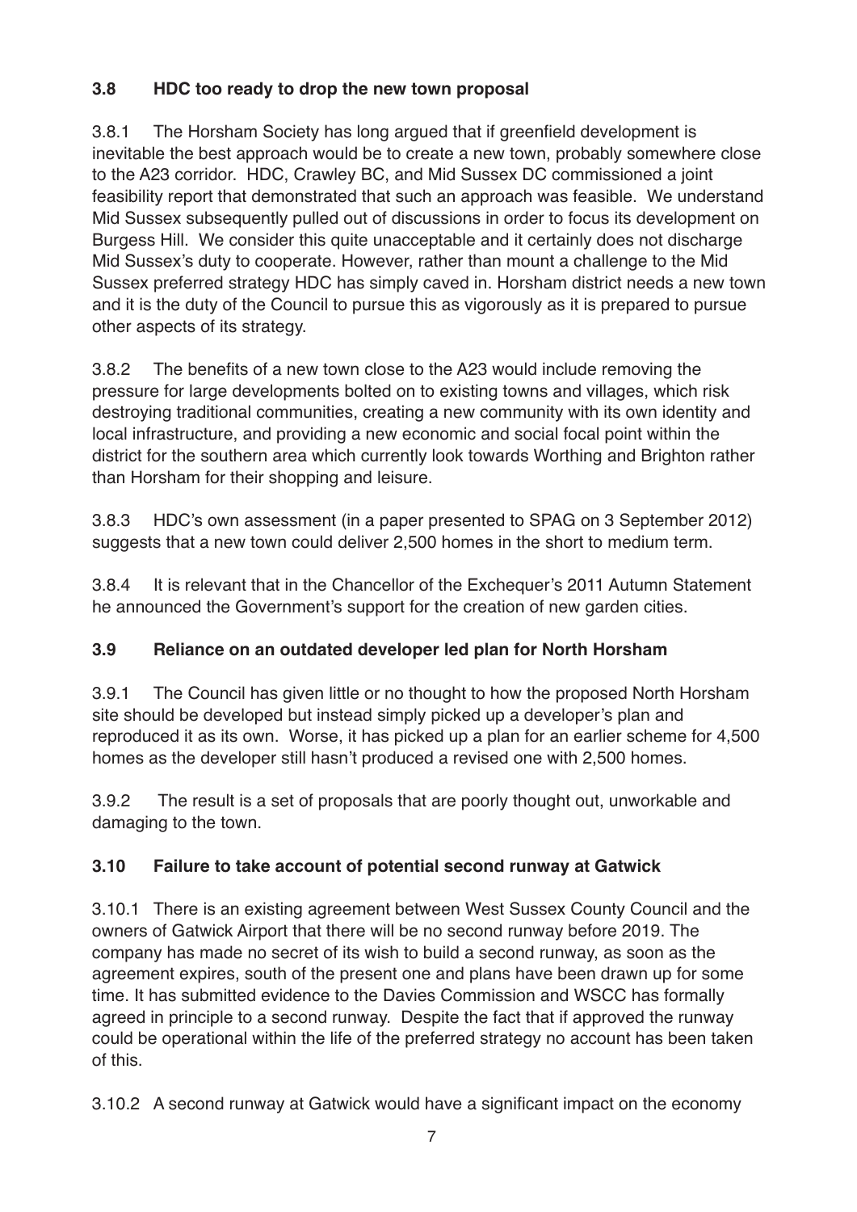### 3.8 HDC too ready to drop the new town proposal

3.8.1 The Horsham Society has long argued that if greenfield development is inevitable the best approach would be to create a new town, probably somewhere close to the A23 corridor. HDC, Crawley BC, and Mid Sussex DC commissioned a joint feasibility report that demonstrated that such an approach was feasible. We understand Mid Sussex subsequently pulled out of discussions in order to focus its development on Burgess Hill. We consider this quite unacceptable and it certainly does not discharge Mid Sussex's duty to cooperate. However, rather than mount a challenge to the Mid Sussex preferred strategy HDC has simply caved in. Horsham district needs a new town and it is the duty of the Council to pursue this as vigorously as it is prepared to pursue other aspects of its strategy.

3.8.2 The benefits of a new town close to the A23 would include removing the pressure for large developments bolted on to existing towns and villages, which risk destroying traditional communities, creating a new community with its own identity and local infrastructure, and providing a new economic and social focal point within the district for the southern area which currently look towards Worthing and Brighton rather than Horsham for their shopping and leisure.

3.8.3 HDC's own assessment (in a paper presented to SPAG on 3 September 2012) suggests that a new town could deliver 2,500 homes in the short to medium term.

3.8.4 It is relevant that in the Chancellor of the Exchequer's 2011 Autumn Statement he announced the Government's support for the creation of new garden cities.

### 3.9 Reliance on an outdated developer led plan for North Horsham

3.9.1 The Council has given little or no thought to how the proposed North Horsham site should be developed but instead simply picked up a developer's plan and reproduced it as its own. Worse, it has picked up a plan for an earlier scheme for 4,500 homes as the developer still hasn't produced a revised one with 2,500 homes.

3.9.2 The result is a set of proposals that are poorly thought out, unworkable and damaging to the town.

### 3.10 Failure to take account of potential second runway at Gatwick

3.10.1 There is an existing agreement between West Sussex County Council and the owners of Gatwick Airport that there will be no second runway before 2019. The company has made no secret of its wish to build a second runway, as soon as the agreement expires, south of the present one and plans have been drawn up for some time. It has submitted evidence to the Davies Commission and WSCC has formally agreed in principle to a second runway. Despite the fact that if approved the runway could be operational within the life of the preferred strategy no account has been taken of this.

3.10.2 A second runway at Gatwick would have a significant impact on the economy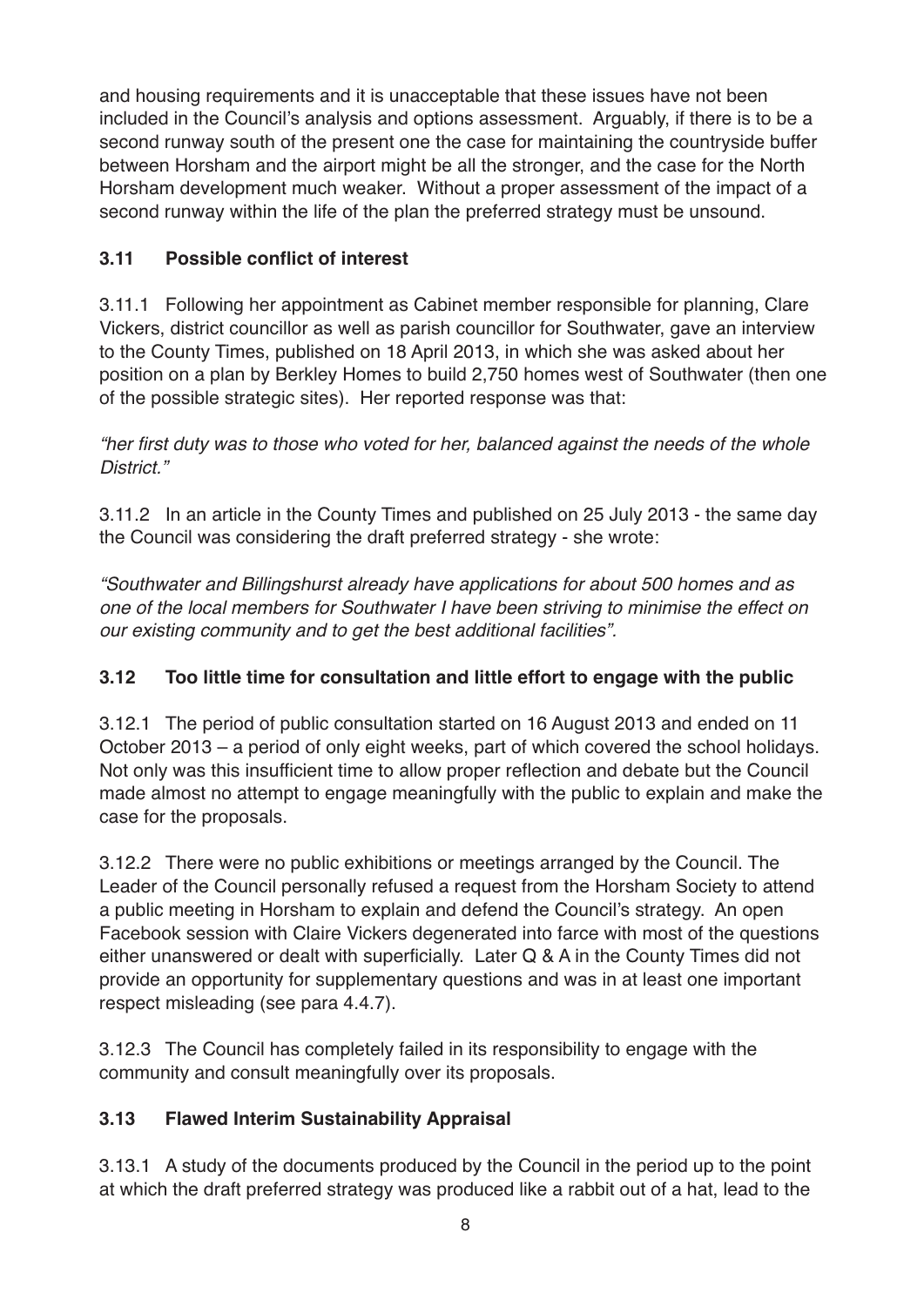and housing requirements and it is unacceptable that these issues have not been included in the Council's analysis and options assessment. Arguably, if there is to be a second runway south of the present one the case for maintaining the countryside buffer between Horsham and the airport might be all the stronger, and the case for the North Horsham development much weaker. Without a proper assessment of the impact of a second runway within the life of the plan the preferred strategy must be unsound.

### 3.11 Possible conflict of interest

3.11.1 Following her appointment as Cabinet member responsible for planning, Clare Vickers, district councillor as well as parish councillor for Southwater, gave an interview to the County Times, published on 18 April 2013, in which she was asked about her position on a plan by Berkley Homes to build 2,750 homes west of Southwater (then one of the possible strategic sites). Her reported response was that:

*"her first duty was to those who voted for her, balanced against the needs of the whole District."*

3.11.2 In an article in the County Times and published on 25 July 2013 - the same day the Council was considering the draft preferred strategy - she wrote:

*"Southwater and Billingshurst already have applications for about 500 homes and as one of the local members for Southwater I have been striving to minimise the effect on our existing community and to get the best additional facilities".*

### 3.12 Too little time for consultation and little effort to engage with the public

3.12.1 The period of public consultation started on 16 August 2013 and ended on 11 October 2013 – a period of only eight weeks, part of which covered the school holidays. Not only was this insufficient time to allow proper reflection and debate but the Council made almost no attempt to engage meaningfully with the public to explain and make the case for the proposals.

3.12.2 There were no public exhibitions or meetings arranged by the Council. The Leader of the Council personally refused a request from the Horsham Society to attend a public meeting in Horsham to explain and defend the Council's strategy. An open Facebook session with Claire Vickers degenerated into farce with most of the questions either unanswered or dealt with superficially. Later Q & A in the County Times did not provide an opportunity for supplementary questions and was in at least one important respect misleading (see para 4.4.7).

3.12.3 The Council has completely failed in its responsibility to engage with the community and consult meaningfully over its proposals.

### 3.13 Flawed Interim Sustainability Appraisal

3.13.1 A study of the documents produced by the Council in the period up to the point at which the draft preferred strategy was produced like a rabbit out of a hat, lead to the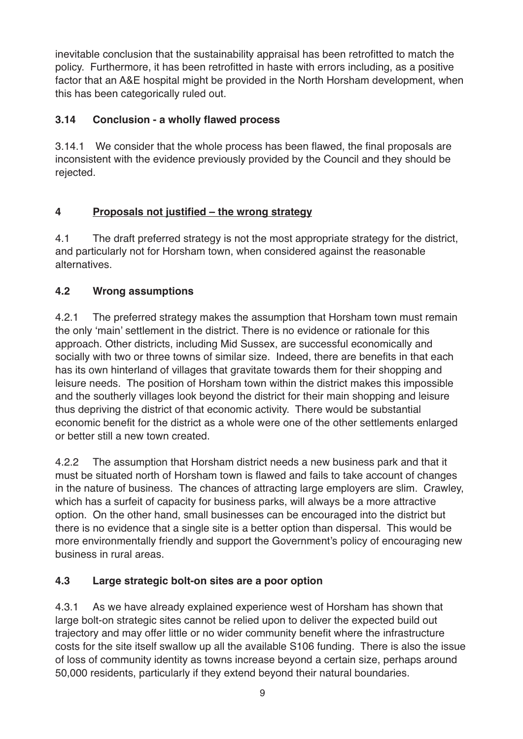inevitable conclusion that the sustainability appraisal has been retrofitted to match the policy. Furthermore, it has been retrofitted in haste with errors including, as a positive factor that an A&E hospital might be provided in the North Horsham development, when this has been categorically ruled out.

### 3.14 Conclusion - a wholly flawed process

3.14.1 We consider that the whole process has been flawed, the final proposals are inconsistent with the evidence previously provided by the Council and they should be rejected.

## 4 Proposals not justified – the wrong strategy

4.1 The draft preferred strategy is not the most appropriate strategy for the district, and particularly not for Horsham town, when considered against the reasonable alternatives.

### 4.2 Wrong assumptions

4.2.1 The preferred strategy makes the assumption that Horsham town must remain the only 'main' settlement in the district. There is no evidence or rationale for this approach. Other districts, including Mid Sussex, are successful economically and socially with two or three towns of similar size. Indeed, there are benefits in that each has its own hinterland of villages that gravitate towards them for their shopping and leisure needs. The position of Horsham town within the district makes this impossible and the southerly villages look beyond the district for their main shopping and leisure thus depriving the district of that economic activity. There would be substantial economic benefit for the district as a whole were one of the other settlements enlarged or better still a new town created.

4.2.2 The assumption that Horsham district needs a new business park and that it must be situated north of Horsham town is flawed and fails to take account of changes in the nature of business. The chances of attracting large employers are slim. Crawley, which has a surfeit of capacity for business parks, will always be a more attractive option. On the other hand, small businesses can be encouraged into the district but there is no evidence that a single site is a better option than dispersal. This would be more environmentally friendly and support the Government's policy of encouraging new business in rural areas.

### 4.3 Large strategic bolt-on sites are a poor option

4.3.1 As we have already explained experience west of Horsham has shown that large bolt-on strategic sites cannot be relied upon to deliver the expected build out trajectory and may offer little or no wider community benefit where the infrastructure costs for the site itself swallow up all the available S106 funding. There is also the issue of loss of community identity as towns increase beyond a certain size, perhaps around 50,000 residents, particularly if they extend beyond their natural boundaries.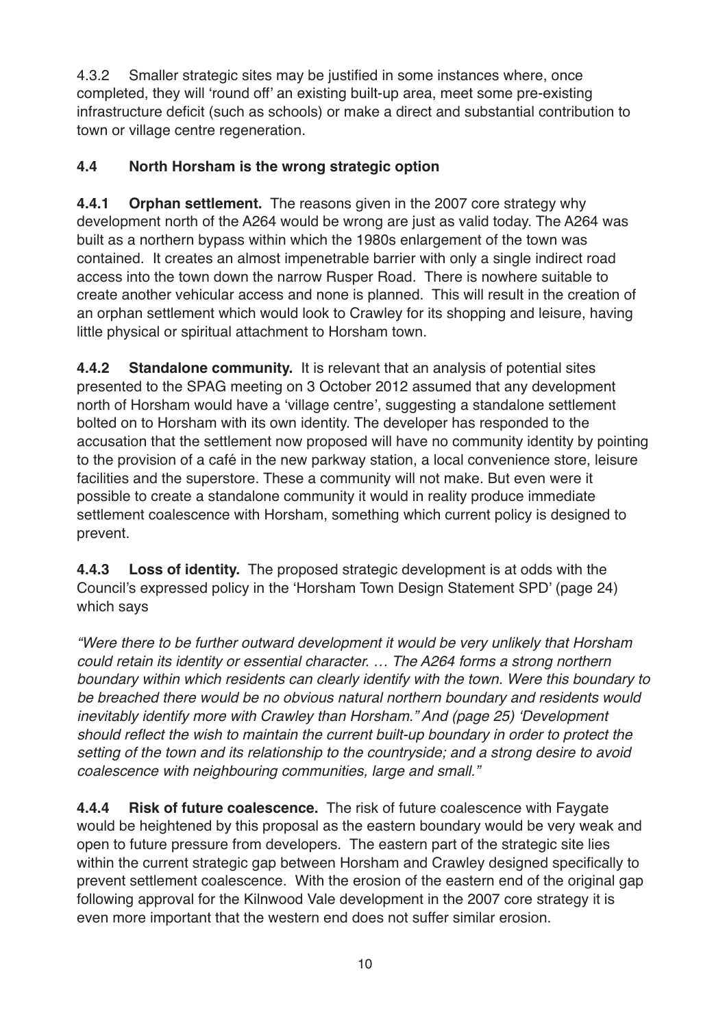4.3.2 Smaller strategic sites may be justified in some instances where, once completed, they will 'round off' an existing built-up area, meet some pre-existing infrastructure deficit (such as schools) or make a direct and substantial contribution to town or village centre regeneration.

## 4.4 North Horsham is the wrong strategic option

**4.4.1 Orphan settlement.** The reasons given in the 2007 core strategy why development north of the A264 would be wrong are just as valid today. The A264 was built as a northern bypass within which the 1980s enlargement of the town was contained. It creates an almost impenetrable barrier with only a single indirect road access into the town down the narrow Rusper Road. There is nowhere suitable to create another vehicular access and none is planned. This will result in the creation of an orphan settlement which would look to Crawley for its shopping and leisure, having little physical or spiritual attachment to Horsham town.

**4.4.2 Standalone community.** It is relevant that an analysis of potential sites presented to the SPAG meeting on 3 October 2012 assumed that any development north of Horsham would have a 'village centre', suggesting a standalone settlement bolted on to Horsham with its own identity. The developer has responded to the accusation that the settlement now proposed will have no community identity by pointing to the provision of a café in the new parkway station, a local convenience store, leisure facilities and the superstore. These a community will not make. But even were it possible to create a standalone community it would in reality produce immediate settlement coalescence with Horsham, something which current policy is designed to prevent.

**4.4.3 Loss of identity.** The proposed strategic development is at odds with the Council's expressed policy in the 'Horsham Town Design Statement SPD' (page 24) which says

*"Were there to be further outward development it would be very unlikely that Horsham could retain its identity or essential character. … The A264 forms a strong northern boundary within which residents can clearly identify with the town. Were this boundary to be breached there would be no obvious natural northern boundary and residents would inevitably identify more with Crawley than Horsham." And (page 25) 'Development should reflect the wish to maintain the current built-up boundary in order to protect the setting of the town and its relationship to the countryside; and a strong desire to avoid coalescence with neighbouring communities, large and small."*

**4.4.4 Risk of future coalescence.** The risk of future coalescence with Faygate would be heightened by this proposal as the eastern boundary would be very weak and open to future pressure from developers. The eastern part of the strategic site lies within the current strategic gap between Horsham and Crawley designed specifically to prevent settlement coalescence. With the erosion of the eastern end of the original gap following approval for the Kilnwood Vale development in the 2007 core strategy it is even more important that the western end does not suffer similar erosion.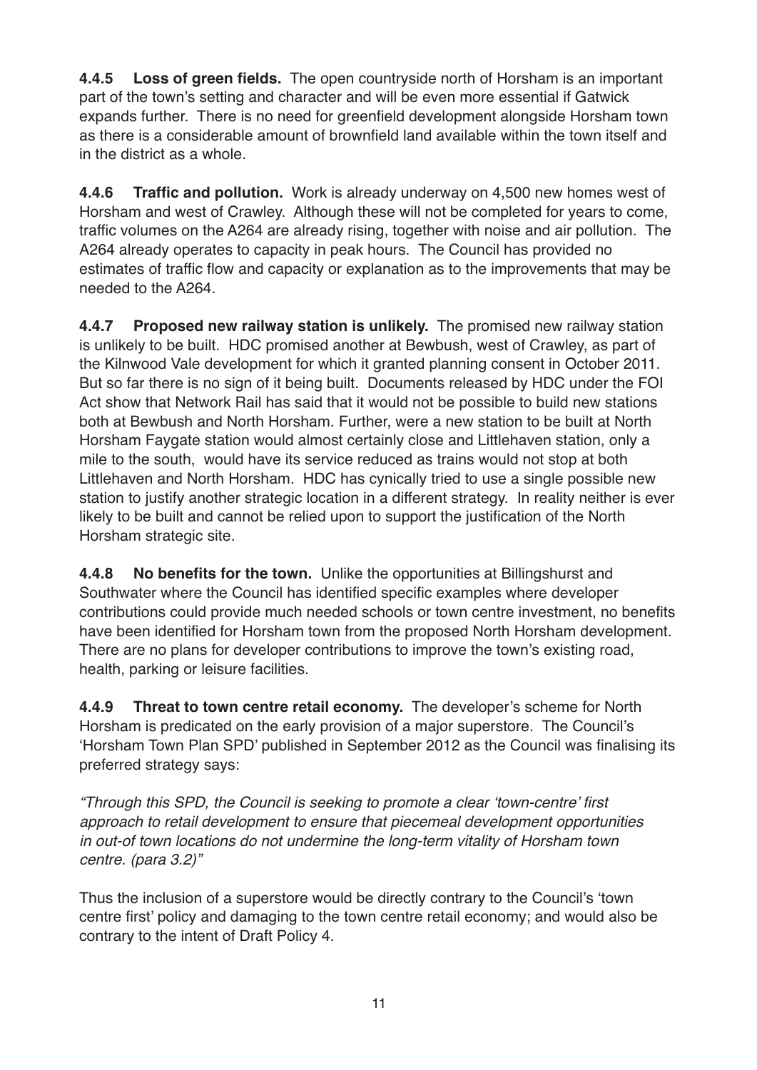**4.4.5 Loss of green fields.** The open countryside north of Horsham is an important part of the town's setting and character and will be even more essential if Gatwick expands further. There is no need for greenfield development alongside Horsham town as there is a considerable amount of brownfield land available within the town itself and in the district as a whole.

**4.4.6 Traffic and pollution.** Work is already underway on 4,500 new homes west of Horsham and west of Crawley. Although these will not be completed for years to come, traffic volumes on the A264 are already rising, together with noise and air pollution. The A264 already operates to capacity in peak hours. The Council has provided no estimates of traffic flow and capacity or explanation as to the improvements that may be needed to the A264.

**4.4.7 Proposed new railway station is unlikely.** The promised new railway station is unlikely to be built. HDC promised another at Bewbush, west of Crawley, as part of the Kilnwood Vale development for which it granted planning consent in October 2011. But so far there is no sign of it being built. Documents released by HDC under the FOI Act show that Network Rail has said that it would not be possible to build new stations both at Bewbush and North Horsham. Further, were a new station to be built at North Horsham Faygate station would almost certainly close and Littlehaven station, only a mile to the south, would have its service reduced as trains would not stop at both Littlehaven and North Horsham. HDC has cynically tried to use a single possible new station to justify another strategic location in a different strategy. In reality neither is ever likely to be built and cannot be relied upon to support the justification of the North Horsham strategic site.

**4.4.8 No benefits for the town.** Unlike the opportunities at Billingshurst and Southwater where the Council has identified specific examples where developer contributions could provide much needed schools or town centre investment, no benefits have been identified for Horsham town from the proposed North Horsham development. There are no plans for developer contributions to improve the town's existing road, health, parking or leisure facilities.

**4.4.9 Threat to town centre retail economy.** The developer's scheme for North Horsham is predicated on the early provision of a major superstore. The Council's 'Horsham Town Plan SPD' published in September 2012 as the Council was finalising its preferred strategy says:

*"Through this SPD, the Council is seeking to promote a clear 'town-centre' first approach to retail development to ensure that piecemeal development opportunities in out-of town locations do not undermine the long-term vitality of Horsham town centre. (para 3.2)"*

Thus the inclusion of a superstore would be directly contrary to the Council's 'town centre first' policy and damaging to the town centre retail economy; and would also be contrary to the intent of Draft Policy 4.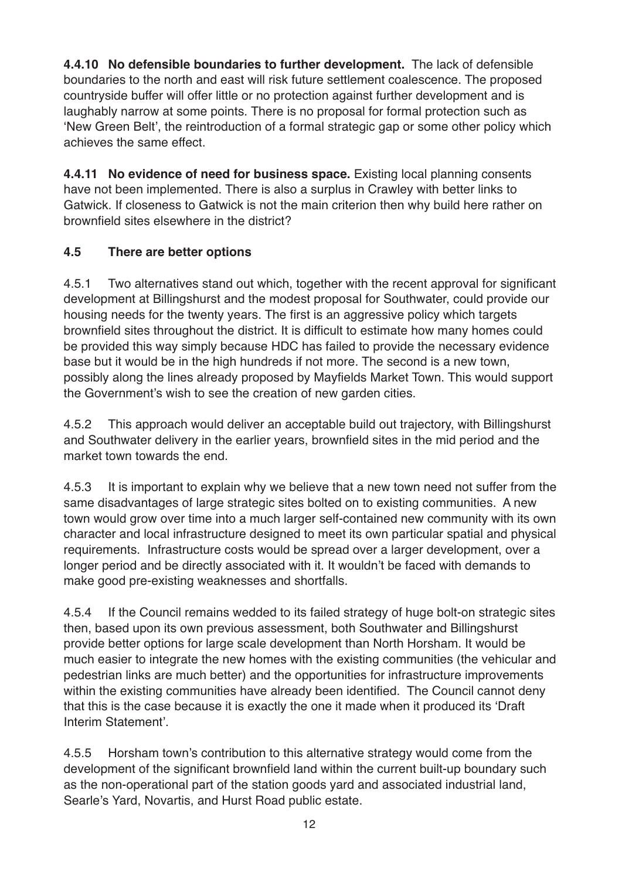**4.4.10 No defensible boundaries to further development.** The lack of defensible boundaries to the north and east will risk future settlement coalescence. The proposed countryside buffer will offer little or no protection against further development and is laughably narrow at some points. There is no proposal for formal protection such as 'New Green Belt', the reintroduction of a formal strategic gap or some other policy which achieves the same effect.

**4.4.11 No evidence of need for business space.** Existing local planning consents have not been implemented. There is also a surplus in Crawley with better links to Gatwick. If closeness to Gatwick is not the main criterion then why build here rather on brownfield sites elsewhere in the district?

### 4.5 There are better options

4.5.1 Two alternatives stand out which, together with the recent approval for significant development at Billingshurst and the modest proposal for Southwater, could provide our housing needs for the twenty years. The first is an aggressive policy which targets brownfield sites throughout the district. It is difficult to estimate how many homes could be provided this way simply because HDC has failed to provide the necessary evidence base but it would be in the high hundreds if not more. The second is a new town, possibly along the lines already proposed by Mayfields Market Town. This would support the Government's wish to see the creation of new garden cities.

4.5.2 This approach would deliver an acceptable build out trajectory, with Billingshurst and Southwater delivery in the earlier years, brownfield sites in the mid period and the market town towards the end.

4.5.3 It is important to explain why we believe that a new town need not suffer from the same disadvantages of large strategic sites bolted on to existing communities. A new town would grow over time into a much larger self-contained new community with its own character and local infrastructure designed to meet its own particular spatial and physical requirements. Infrastructure costs would be spread over a larger development, over a longer period and be directly associated with it. It wouldn't be faced with demands to make good pre-existing weaknesses and shortfalls.

4.5.4 If the Council remains wedded to its failed strategy of huge bolt-on strategic sites then, based upon its own previous assessment, both Southwater and Billingshurst provide better options for large scale development than North Horsham. It would be much easier to integrate the new homes with the existing communities (the vehicular and pedestrian links are much better) and the opportunities for infrastructure improvements within the existing communities have already been identified. The Council cannot deny that this is the case because it is exactly the one it made when it produced its 'Draft Interim Statement'.

4.5.5 Horsham town's contribution to this alternative strategy would come from the development of the significant brownfield land within the current built-up boundary such as the non-operational part of the station goods yard and associated industrial land, Searle's Yard, Novartis, and Hurst Road public estate.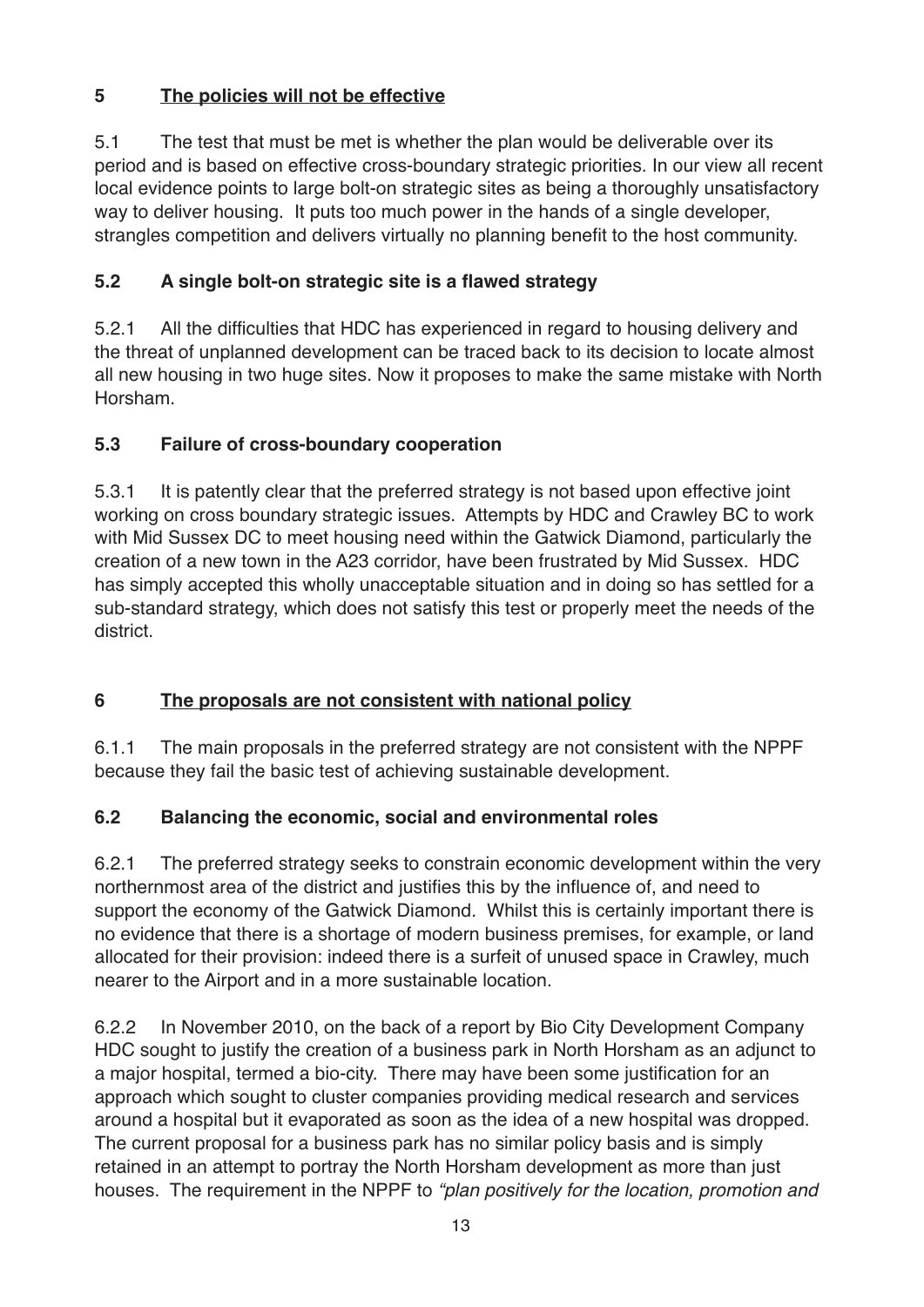## 5 <u>The policies will not be effective</u>

5.1 The test that must be met is whether the plan would be deliverable over its period and is based on effective cross-boundary strategic priorities. In our view all recent local evidence points to large bolt-on strategic sites as being a thoroughly unsatisfactory way to deliver housing. It puts too much power in the hands of a single developer, strangles competition and delivers virtually no planning benefit to the host community.

### 5.2 A single bolt-on strategic site is a flawed strategy

5.2.1 All the difficulties that HDC has experienced in regard to housing delivery and the threat of unplanned development can be traced back to its decision to locate almost all new housing in two huge sites. Now it proposes to make the same mistake with North Horsham.

### 5.3 Failure of cross-boundary cooperation

5.3.1 It is patently clear that the preferred strategy is not based upon effective joint working on cross boundary strategic issues. Attempts by HDC and Crawley BC to work with Mid Sussex DC to meet housing need within the Gatwick Diamond, particularly the creation of a new town in the A23 corridor, have been frustrated by Mid Sussex. HDC has simply accepted this wholly unacceptable situation and in doing so has settled for a sub-standard strategy, which does not satisfy this test or properly meet the needs of the district.

## 6 <u>The proposals are not consistent with national policy</u>

6.1.1 The main proposals in the preferred strategy are not consistent with the NPPF because they fail the basic test of achieving sustainable development.

### 6.2 Balancing the economic, social and environmental roles

6.2.1 The preferred strategy seeks to constrain economic development within the very northernmost area of the district and justifies this by the influence of, and need to support the economy of the Gatwick Diamond. Whilst this is certainly important there is no evidence that there is a shortage of modern business premises, for example, or land allocated for their provision: indeed there is a surfeit of unused space in Crawley, much nearer to the Airport and in a more sustainable location.

6.2.2 In November 2010, on the back of a report by Bio City Development Company HDC sought to justify the creation of a business park in North Horsham as an adjunct to a major hospital, termed a bio-city. There may have been some justification for an approach which sought to cluster companies providing medical research and services around a hospital but it evaporated as soon as the idea of a new hospital was dropped. The current proposal for a business park has no similar policy basis and is simply retained in an attempt to portray the North Horsham development as more than just houses. The requirement in the NPPF to *"plan positively for the location, promotion and*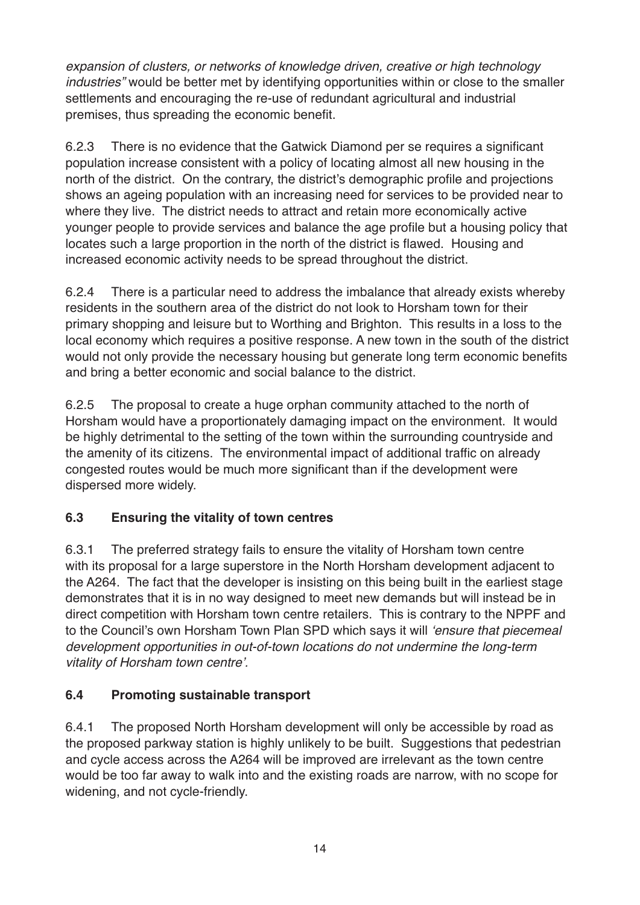*expansion of clusters, or networks of knowledge driven, creative or high technology industries"* would be better met by identifying opportunities within or close to the smaller settlements and encouraging the re-use of redundant agricultural and industrial premises, thus spreading the economic benefit.

6.2.3 There is no evidence that the Gatwick Diamond per se requires a significant population increase consistent with a policy of locating almost all new housing in the north of the district. On the contrary, the district's demographic profile and projections shows an ageing population with an increasing need for services to be provided near to where they live. The district needs to attract and retain more economically active younger people to provide services and balance the age profile but a housing policy that locates such a large proportion in the north of the district is flawed. Housing and increased economic activity needs to be spread throughout the district.

6.2.4 There is a particular need to address the imbalance that already exists whereby residents in the southern area of the district do not look to Horsham town for their primary shopping and leisure but to Worthing and Brighton. This results in a loss to the local economy which requires a positive response. A new town in the south of the district would not only provide the necessary housing but generate long term economic benefits and bring a better economic and social balance to the district.

6.2.5 The proposal to create a huge orphan community attached to the north of Horsham would have a proportionately damaging impact on the environment. It would be highly detrimental to the setting of the town within the surrounding countryside and the amenity of its citizens. The environmental impact of additional traffic on already congested routes would be much more significant than if the development were dispersed more widely.

### 6.3 Ensuring the vitality of town centres

6.3.1 The preferred strategy fails to ensure the vitality of Horsham town centre with its proposal for a large superstore in the North Horsham development adjacent to the A264. The fact that the developer is insisting on this being built in the earliest stage demonstrates that it is in no way designed to meet new demands but will instead be in direct competition with Horsham town centre retailers. This is contrary to the NPPF and to the Council's own Horsham Town Plan SPD which says it will *'ensure that piecemeal development opportunities in out-of-town locations do not undermine the long-term vitality of Horsham town centre'.*

### 6.4 Promoting sustainable transport

6.4.1 The proposed North Horsham development will only be accessible by road as the proposed parkway station is highly unlikely to be built. Suggestions that pedestrian and cycle access across the A264 will be improved are irrelevant as the town centre would be too far away to walk into and the existing roads are narrow, with no scope for widening, and not cycle-friendly.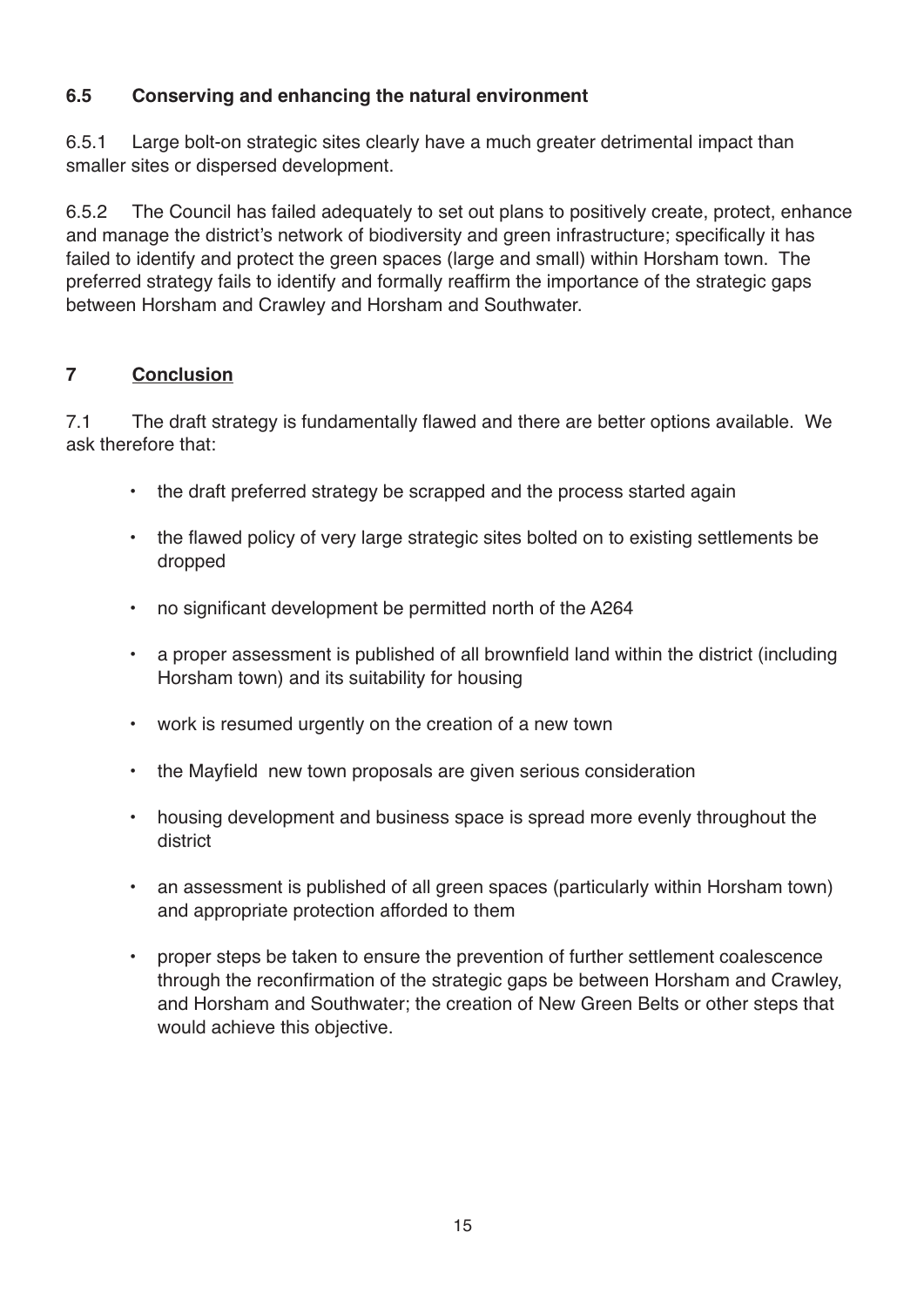### 6.5 Conserving and enhancing the natural environment

6.5.1 Large bolt-on strategic sites clearly have a much greater detrimental impact than smaller sites or dispersed development.

6.5.2 The Council has failed adequately to set out plans to positively create, protect, enhance and manage the district's network of biodiversity and green infrastructure; specifically it has failed to identify and protect the green spaces (large and small) within Horsham town. The preferred strategy fails to identify and formally reaffirm the importance of the strategic gaps between Horsham and Crawley and Horsham and Southwater.

## 7 <u>Conclusion</u>

7.1 The draft strategy is fundamentally flawed and there are better options available. We ask therefore that:

- the draft preferred strategy be scrapped and the process started again
- the flawed policy of very large strategic sites bolted on to existing settlements be dropped
- no significant development be permitted north of the A264
- a proper assessment is published of all brownfield land within the district (including Horsham town) and its suitability for housing
- work is resumed urgently on the creation of a new town
- the Mayfield new town proposals are given serious consideration
- housing development and business space is spread more evenly throughout the district
- an assessment is published of all green spaces (particularly within Horsham town) and appropriate protection afforded to them
- proper steps be taken to ensure the prevention of further settlement coalescence through the reconfirmation of the strategic gaps be between Horsham and Crawley, and Horsham and Southwater; the creation of New Green Belts or other steps that would achieve this objective.